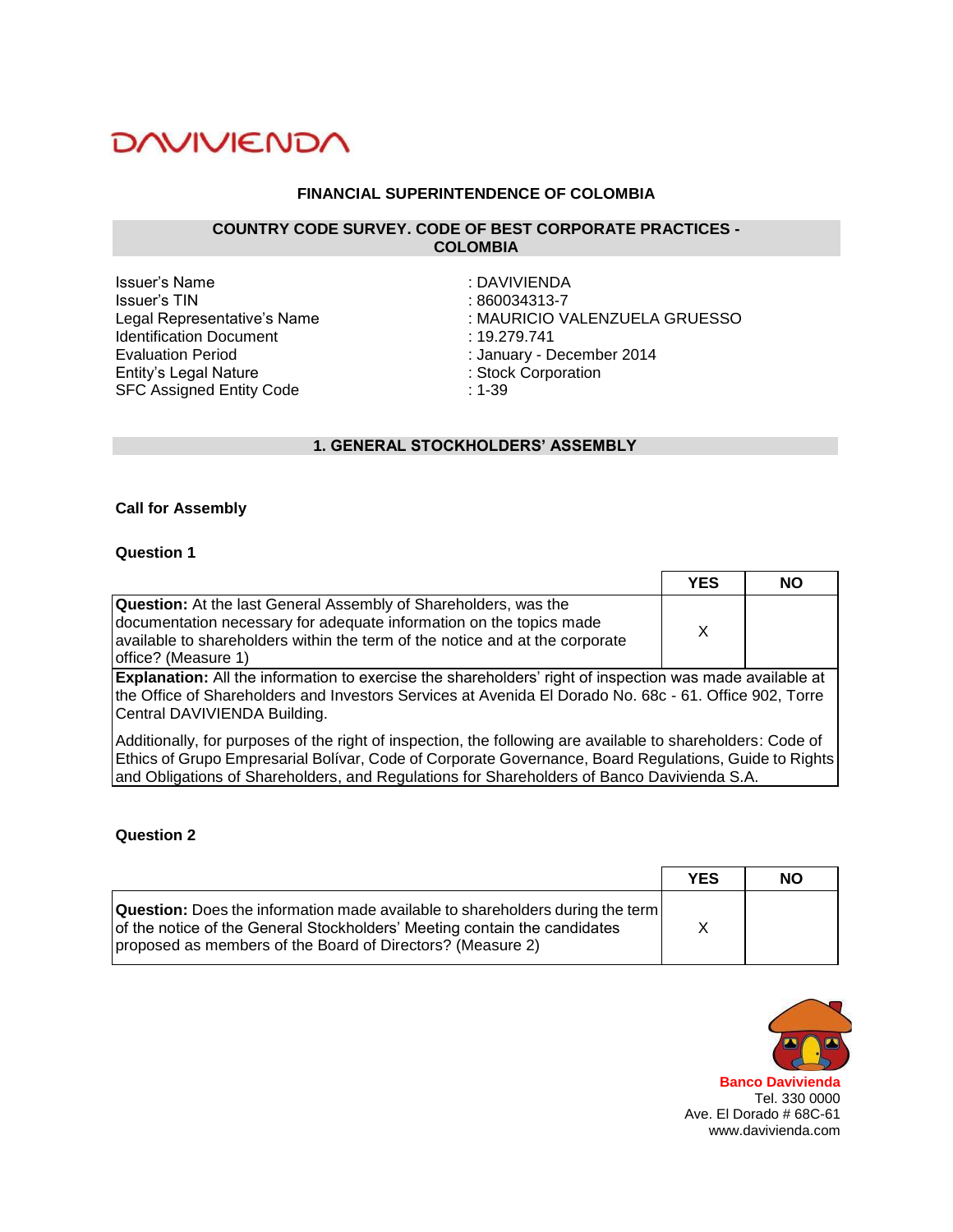DAVIVIENDA

## FINANCIAL SUPERINTENDENCE OF COLOMBIA

### COUNTRY CODE SURVEY. CODE OF BEST CORPORATE PRACTICES - COLOMBIA

| | |
|---|---|
| Issuer's Name | : DAVIVIENDA |
| Issuer's TIN | : 860034313-7 |
| Legal Representative's Name | : MAURICIO VALENZUELA GRUESSO |
| Identification Document | : 19.279.741 |
| Evaluation Period | : January - December 2014 |
| Entity's Legal Nature | : Stock Corporation |
| SFC Assigned Entity Code | : 1-39 |

## 1. GENERAL STOCKHOLDERS' ASSEMBLY

### Call for Assembly

#### Question 1

| | YES | NO |
|---|---|---|
| **Question:** At the last General Assembly of Shareholders, was the documentation necessary for adequate information on the topics made available to shareholders within the term of the notice and at the corporate office? (Measure 1) | X | |

**Explanation:** All the information to exercise the shareholders' right of inspection was made available at the Office of Shareholders and Investors Services at Avenida El Dorado No. 68c - 61. Office 902, Torre Central DAVIVIENDA Building.

Additionally, for purposes of the right of inspection, the following are available to shareholders: Code of Ethics of Grupo Empresarial Bolívar, Code of Corporate Governance, Board Regulations, Guide to Rights and Obligations of Shareholders, and Regulations for Shareholders of Banco Davivienda S.A.

#### Question 2

| | YES | NO |
|---|---|---|
| **Question:** Does the information made available to shareholders during the term of the notice of the General Stockholders' Meeting contain the candidates proposed as members of the Board of Directors? (Measure 2) | X | |

**Banco Davivienda**
Tel. 330 0000
Ave. El Dorado # 68C-61
www.davivienda.com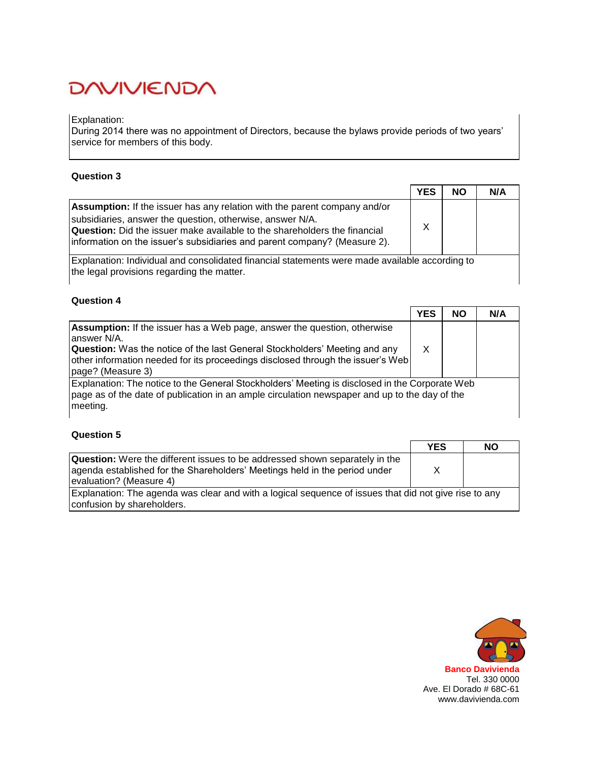Explanation:
During 2014 there was no appointment of Directors, because the bylaws provide periods of two years' service for members of this body.

**Question 3**

| | YES | NO | N/A |
|---|---|---|---|
| **Assumption:** If the issuer has any relation with the parent company and/or subsidiaries, answer the question, otherwise, answer N/A.<br>**Question:** Did the issuer make available to the shareholders the financial information on the issuer's subsidiaries and parent company? (Measure 2). | X | | |
| Explanation: Individual and consolidated financial statements were made available according to the legal provisions regarding the matter. | | | |

**Question 4**

| | YES | NO | N/A |
|---|---|---|---|
| **Assumption:** If the issuer has a Web page, answer the question, otherwise answer N/A.<br>**Question:** Was the notice of the last General Stockholders' Meeting and any other information needed for its proceedings disclosed through the issuer's Web page? (Measure 3) | X | | |
| Explanation: The notice to the General Stockholders' Meeting is disclosed in the Corporate Web page as of the date of publication in an ample circulation newspaper and up to the day of the meeting. | | | |

**Question 5**

| | YES | NO |
|---|---|---|
| **Question:** Were the different issues to be addressed shown separately in the agenda established for the Shareholders' Meetings held in the period under evaluation? (Measure 4) | X | |
| Explanation: The agenda was clear and with a logical sequence of issues that did not give rise to any confusion by shareholders. | | |

**Banco Davivienda**
Tel. 330 0000
Ave. El Dorado # 68C-61
www.davivienda.com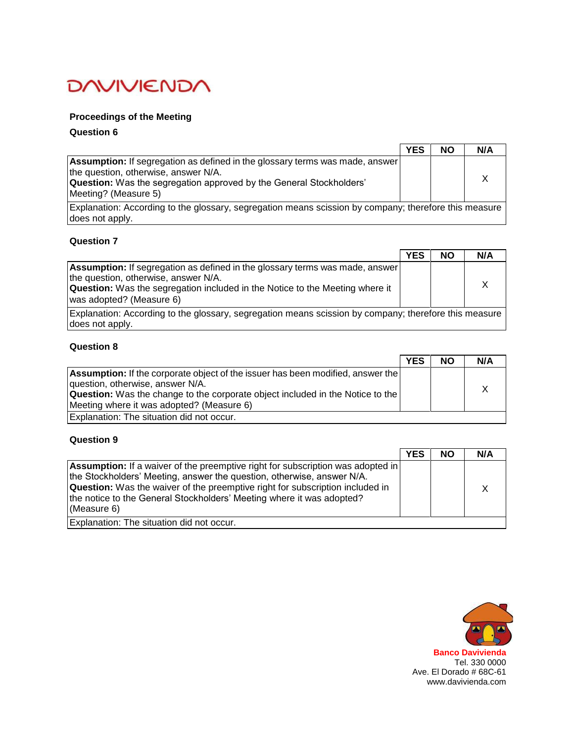**Proceedings of the Meeting**

**Question 6**

| | YES | NO | N/A |
|---|---|---|---|
| **Assumption:** If segregation as defined in the glossary terms was made, answer the question, otherwise, answer N/A. **Question:** Was the segregation approved by the General Stockholders' Meeting? (Measure 5) | | | X |
| Explanation: According to the glossary, segregation means scission by company; therefore this measure does not apply. | | | |

**Question 7**

| | YES | NO | N/A |
|---|---|---|---|
| **Assumption:** If segregation as defined in the glossary terms was made, answer the question, otherwise, answer N/A. **Question:** Was the segregation included in the Notice to the Meeting where it was adopted? (Measure 6) | | | X |
| Explanation: According to the glossary, segregation means scission by company; therefore this measure does not apply. | | | |

**Question 8**

| | YES | NO | N/A |
|---|---|---|---|
| **Assumption:** If the corporate object of the issuer has been modified, answer the question, otherwise, answer N/A. **Question:** Was the change to the corporate object included in the Notice to the Meeting where it was adopted? (Measure 6) | | | X |
| Explanation: The situation did not occur. | | | |

**Question 9**

| | YES | NO | N/A |
|---|---|---|---|
| **Assumption:** If a waiver of the preemptive right for subscription was adopted in the Stockholders' Meeting, answer the question, otherwise, answer N/A. **Question:** Was the waiver of the preemptive right for subscription included in the notice to the General Stockholders' Meeting where it was adopted? (Measure 6) | | | X |
| Explanation: The situation did not occur. | | | |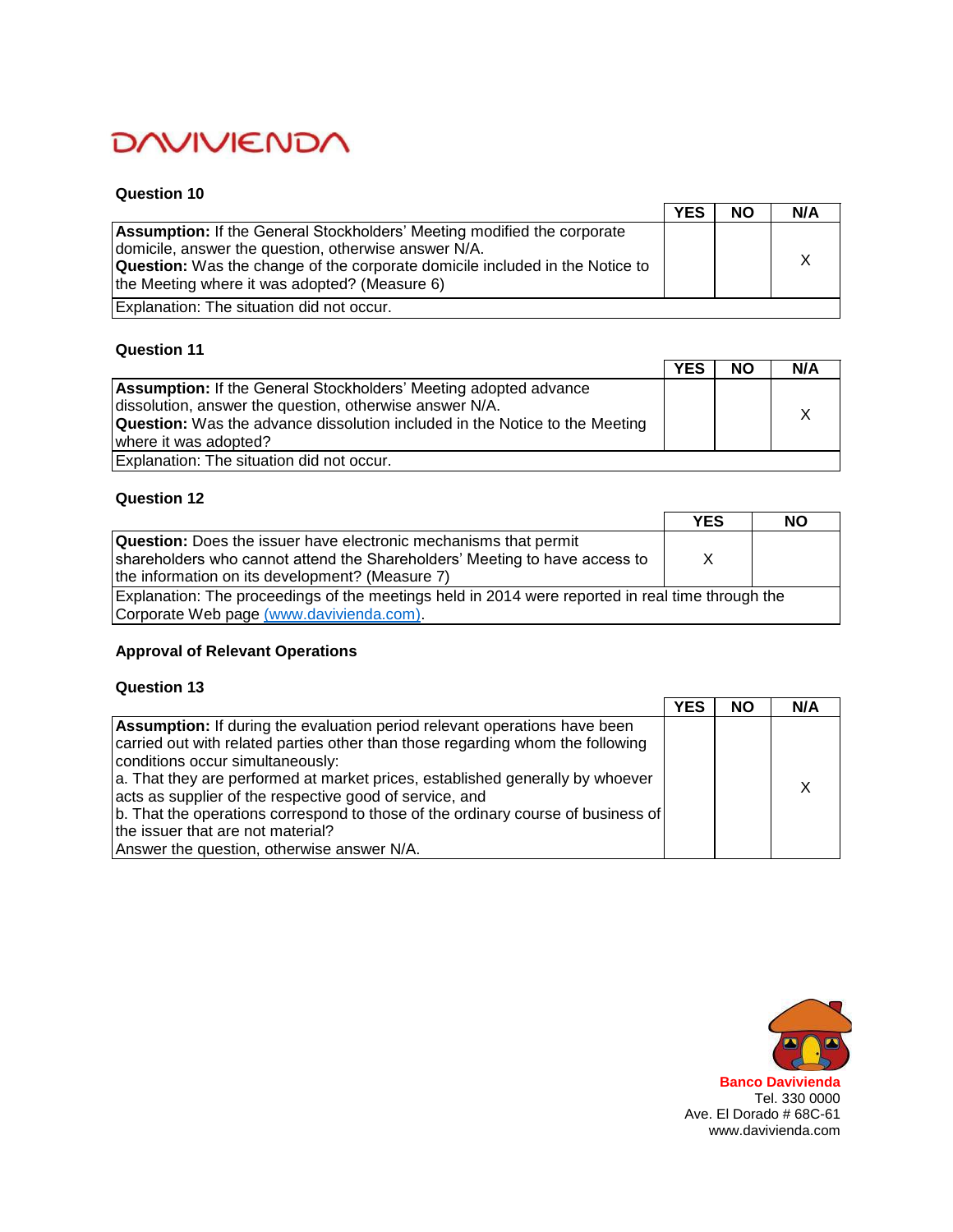### Question 10

| | YES | NO | N/A |
|---|---|---|---|
| **Assumption:** If the General Stockholders' Meeting modified the corporate domicile, answer the question, otherwise answer N/A. **Question:** Was the change of the corporate domicile included in the Notice to the Meeting where it was adopted? (Measure 6) | | | X |
| Explanation: The situation did not occur. | | | |

### Question 11

| | YES | NO | N/A |
|---|---|---|---|
| **Assumption:** If the General Stockholders' Meeting adopted advance dissolution, answer the question, otherwise answer N/A. **Question:** Was the advance dissolution included in the Notice to the Meeting where it was adopted? | | | X |
| Explanation: The situation did not occur. | | | |

### Question 12

| | YES | NO |
|---|---|---|
| **Question:** Does the issuer have electronic mechanisms that permit shareholders who cannot attend the Shareholders' Meeting to have access to the information on its development? (Measure 7) | X | |
| Explanation: The proceedings of the meetings held in 2014 were reported in real time through the Corporate Web page (www.davivienda.com). | | |

## Approval of Relevant Operations

### Question 13

| | YES | NO | N/A |
|---|---|---|---|
| **Assumption:** If during the evaluation period relevant operations have been carried out with related parties other than those regarding whom the following conditions occur simultaneously: a. That they are performed at market prices, established generally by whoever acts as supplier of the respective good of service, and b. That the operations correspond to those of the ordinary course of business of the issuer that are not material? Answer the question, otherwise answer N/A. | | | X |

**Banco Davivienda**
Tel. 330 0000
Ave. El Dorado # 68C-61
www.davivienda.com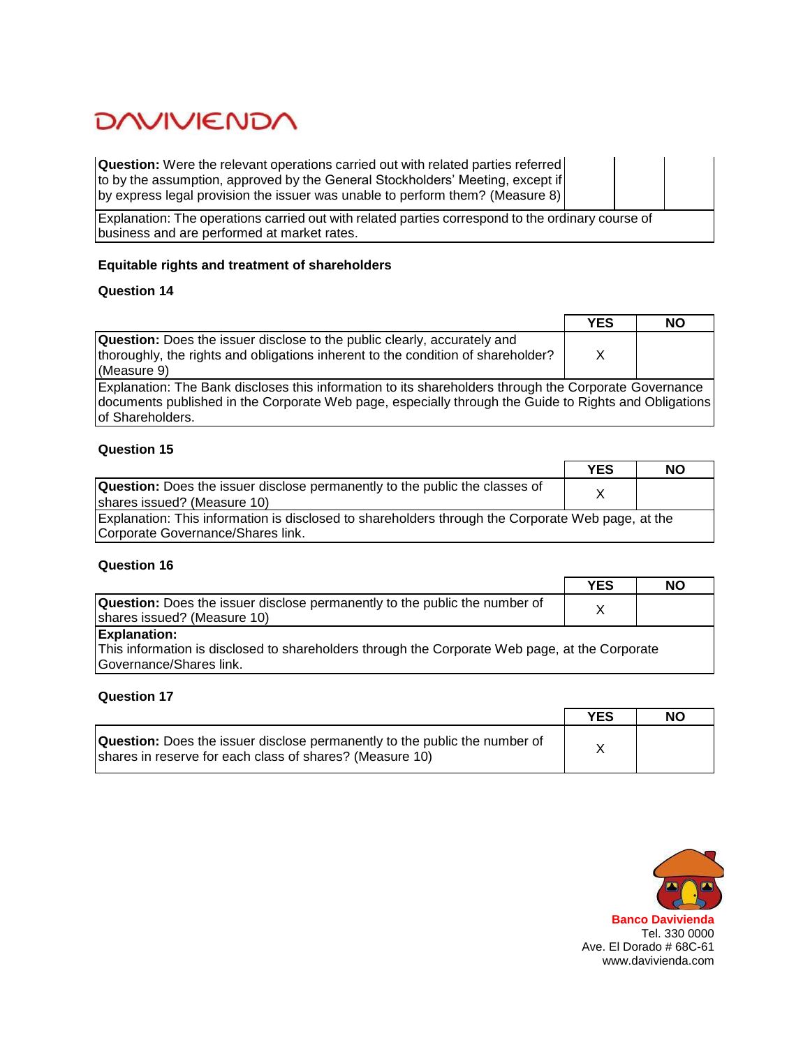| | | |
|---|---|---|
| **Question:** Were the relevant operations carried out with related parties referred to by the assumption, approved by the General Stockholders' Meeting, except if by express legal provision the issuer was unable to perform them? (Measure 8) | | |
| Explanation: The operations carried out with related parties correspond to the ordinary course of business and are performed at market rates. | | |

**Equitable rights and treatment of shareholders**

**Question 14**

| | YES | NO |
|---|---|---|
| **Question:** Does the issuer disclose to the public clearly, accurately and thoroughly, the rights and obligations inherent to the condition of shareholder? (Measure 9) | X | |
| Explanation: The Bank discloses this information to its shareholders through the Corporate Governance documents published in the Corporate Web page, especially through the Guide to Rights and Obligations of Shareholders. | | |

**Question 15**

| | YES | NO |
|---|---|---|
| **Question:** Does the issuer disclose permanently to the public the classes of shares issued? (Measure 10) | X | |
| Explanation: This information is disclosed to shareholders through the Corporate Web page, at the Corporate Governance/Shares link. | | |

**Question 16**

| | YES | NO |
|---|---|---|
| **Question:** Does the issuer disclose permanently to the public the number of shares issued? (Measure 10) | X | |
| **Explanation:** This information is disclosed to shareholders through the Corporate Web page, at the Corporate Governance/Shares link. | | |

**Question 17**

| | YES | NO |
|---|---|---|
| **Question:** Does the issuer disclose permanently to the public the number of shares in reserve for each class of shares? (Measure 10) | X | |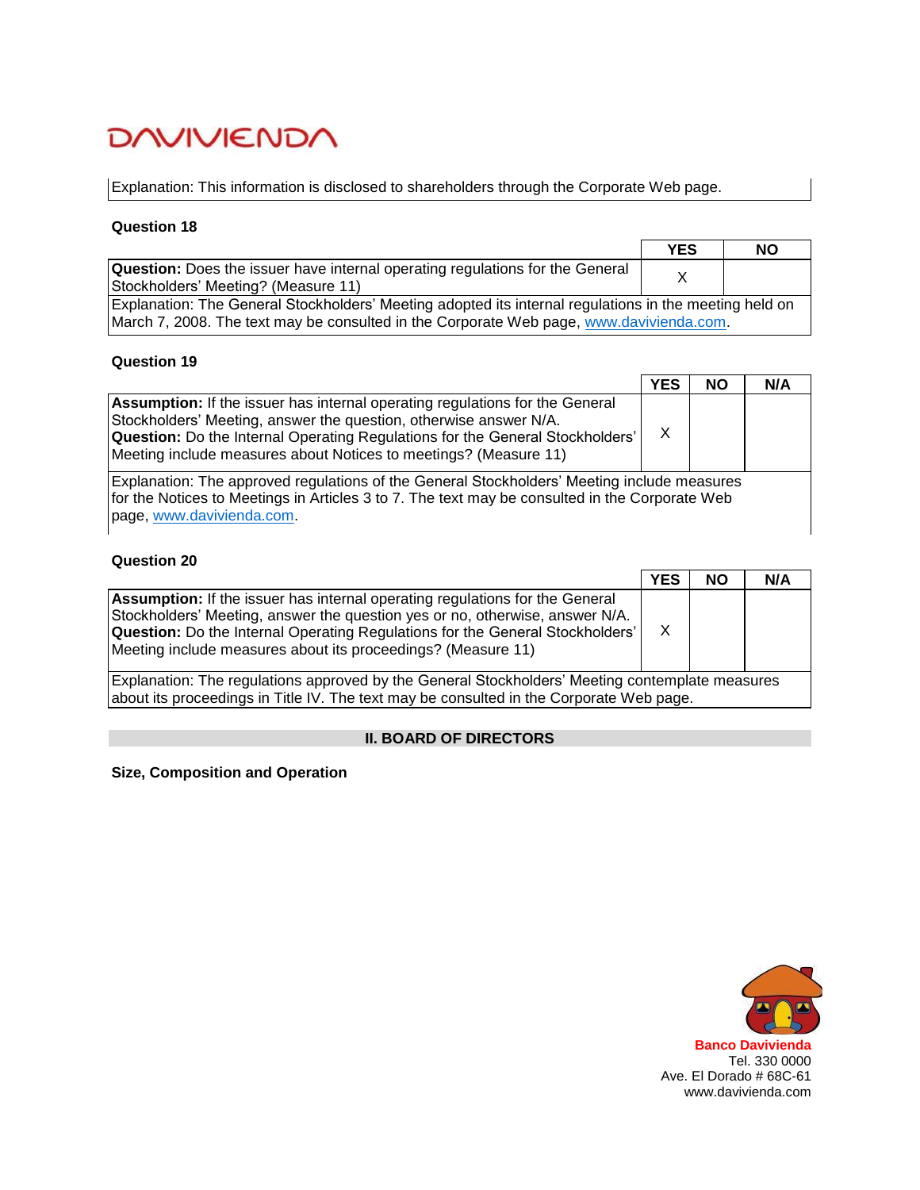Explanation: This information is disclosed to shareholders through the Corporate Web page.

**Question 18**

| | YES | NO |
|---|---|---|
| **Question:** Does the issuer have internal operating regulations for the General Stockholders' Meeting? (Measure 11) | X | |
| Explanation: The General Stockholders' Meeting adopted its internal regulations in the meeting held on March 7, 2008. The text may be consulted in the Corporate Web page, www.davivienda.com. | | |

**Question 19**

| | YES | NO | N/A |
|---|---|---|---|
| **Assumption:** If the issuer has internal operating regulations for the General Stockholders' Meeting, answer the question, otherwise answer N/A. **Question:** Do the Internal Operating Regulations for the General Stockholders' Meeting include measures about Notices to meetings? (Measure 11) | X | | |
| Explanation: The approved regulations of the General Stockholders' Meeting include measures for the Notices to Meetings in Articles 3 to 7. The text may be consulted in the Corporate Web page, www.davivienda.com. | | | |

**Question 20**

| | YES | NO | N/A |
|---|---|---|---|
| **Assumption:** If the issuer has internal operating regulations for the General Stockholders' Meeting, answer the question yes or no, otherwise, answer N/A. **Question:** Do the Internal Operating Regulations for the General Stockholders' Meeting include measures about its proceedings? (Measure 11) | X | | |
| Explanation: The regulations approved by the General Stockholders' Meeting contemplate measures about its proceedings in Title IV. The text may be consulted in the Corporate Web page. | | | |

## II. BOARD OF DIRECTORS

**Size, Composition and Operation**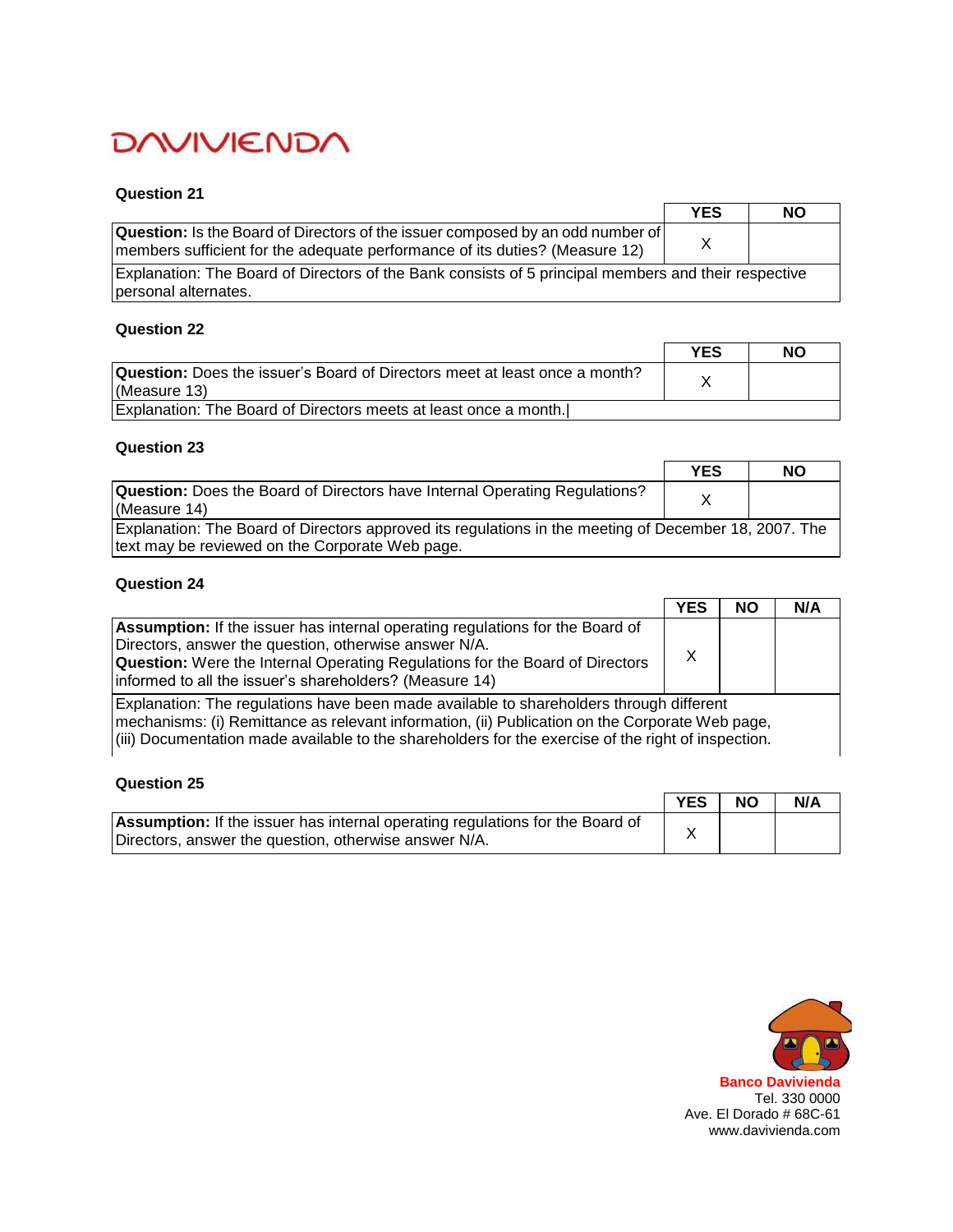### Question 21

| | YES | NO |
|---|---|---|
| **Question:** Is the Board of Directors of the issuer composed by an odd number of members sufficient for the adequate performance of its duties? (Measure 12) | X | |
| Explanation: The Board of Directors of the Bank consists of 5 principal members and their respective personal alternates. | | |

### Question 22

| | YES | NO |
|---|---|---|
| **Question:** Does the issuer's Board of Directors meet at least once a month? (Measure 13) | X | |
| Explanation: The Board of Directors meets at least once a month. | | |

### Question 23

| | YES | NO |
|---|---|---|
| **Question:** Does the Board of Directors have Internal Operating Regulations? (Measure 14) | X | |
| Explanation: The Board of Directors approved its regulations in the meeting of December 18, 2007. The text may be reviewed on the Corporate Web page. | | |

### Question 24

| | YES | NO | N/A |
|---|---|---|---|
| **Assumption:** If the issuer has internal operating regulations for the Board of Directors, answer the question, otherwise answer N/A.<br>**Question:** Were the Internal Operating Regulations for the Board of Directors informed to all the issuer's shareholders? (Measure 14) | X | | |
| Explanation: The regulations have been made available to shareholders through different mechanisms: (i) Remittance as relevant information, (ii) Publication on the Corporate Web page, (iii) Documentation made available to the shareholders for the exercise of the right of inspection. | | | |

### Question 25

| | YES | NO | N/A |
|---|---|---|---|
| **Assumption:** If the issuer has internal operating regulations for the Board of Directors, answer the question, otherwise answer N/A. | X | | |

**Banco Davivienda**
Tel. 330 0000
Ave. El Dorado # 68C-61
www.davivienda.com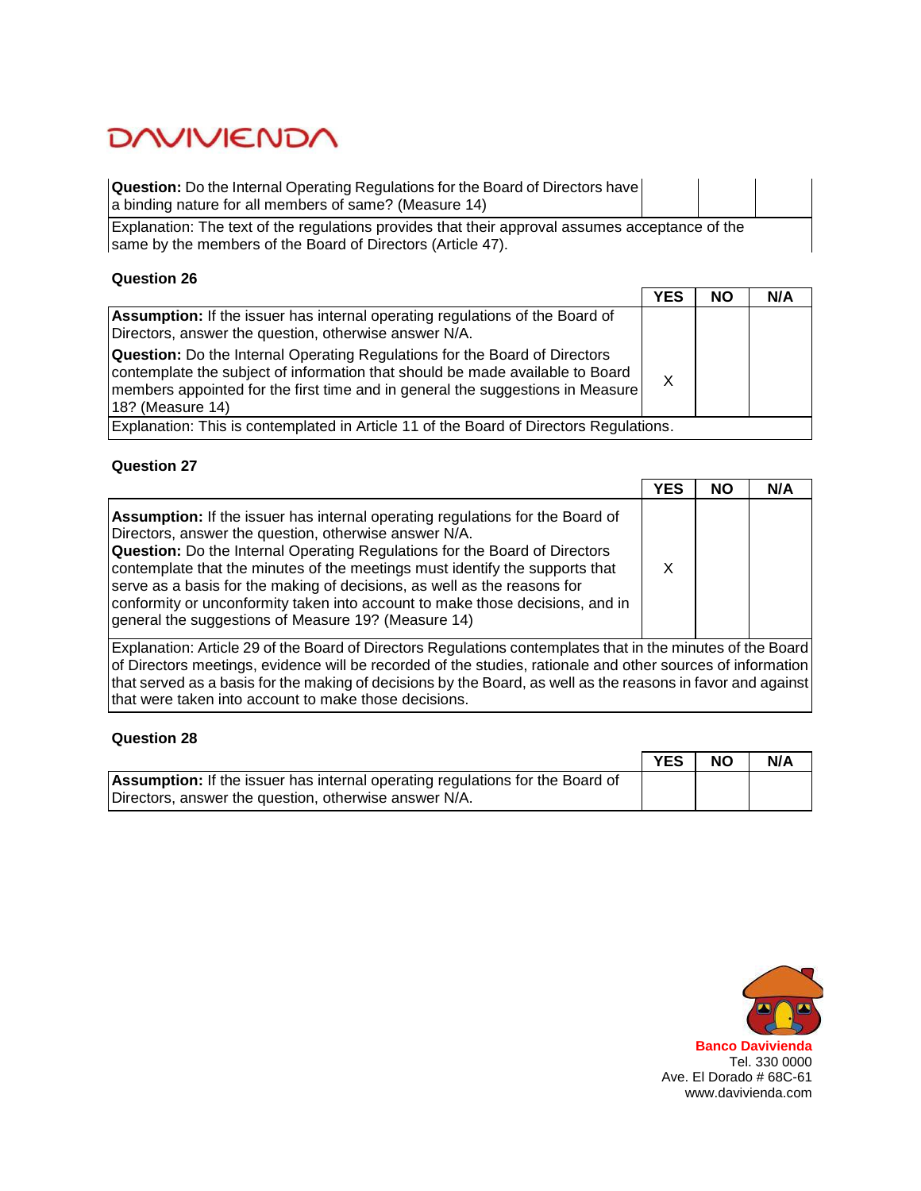| **Question:** Do the Internal Operating Regulations for the Board of Directors have a binding nature for all members of same? (Measure 14) | | | |
|---|---|---|---|
| Explanation: The text of the regulations provides that their approval assumes acceptance of the same by the members of the Board of Directors (Article 47). | | | |

**Question 26**

| | YES | NO | N/A |
|---|---|---|---|
| **Assumption:** If the issuer has internal operating regulations of the Board of Directors, answer the question, otherwise answer N/A. **Question:** Do the Internal Operating Regulations for the Board of Directors contemplate the subject of information that should be made available to Board members appointed for the first time and in general the suggestions in Measure 18? (Measure 14) | X | | |
| Explanation: This is contemplated in Article 11 of the Board of Directors Regulations. | | | |

**Question 27**

| | YES | NO | N/A |
|---|---|---|---|
| **Assumption:** If the issuer has internal operating regulations for the Board of Directors, answer the question, otherwise answer N/A. **Question:** Do the Internal Operating Regulations for the Board of Directors contemplate that the minutes of the meetings must identify the supports that serve as a basis for the making of decisions, as well as the reasons for conformity or unconformity taken into account to make those decisions, and in general the suggestions of Measure 19? (Measure 14) | X | | |
| Explanation: Article 29 of the Board of Directors Regulations contemplates that in the minutes of the Board of Directors meetings, evidence will be recorded of the studies, rationale and other sources of information that served as a basis for the making of decisions by the Board, as well as the reasons in favor and against that were taken into account to make those decisions. | | | |

**Question 28**

| | YES | NO | N/A |
|---|---|---|---|
| **Assumption:** If the issuer has internal operating regulations for the Board of Directors, answer the question, otherwise answer N/A. | | | |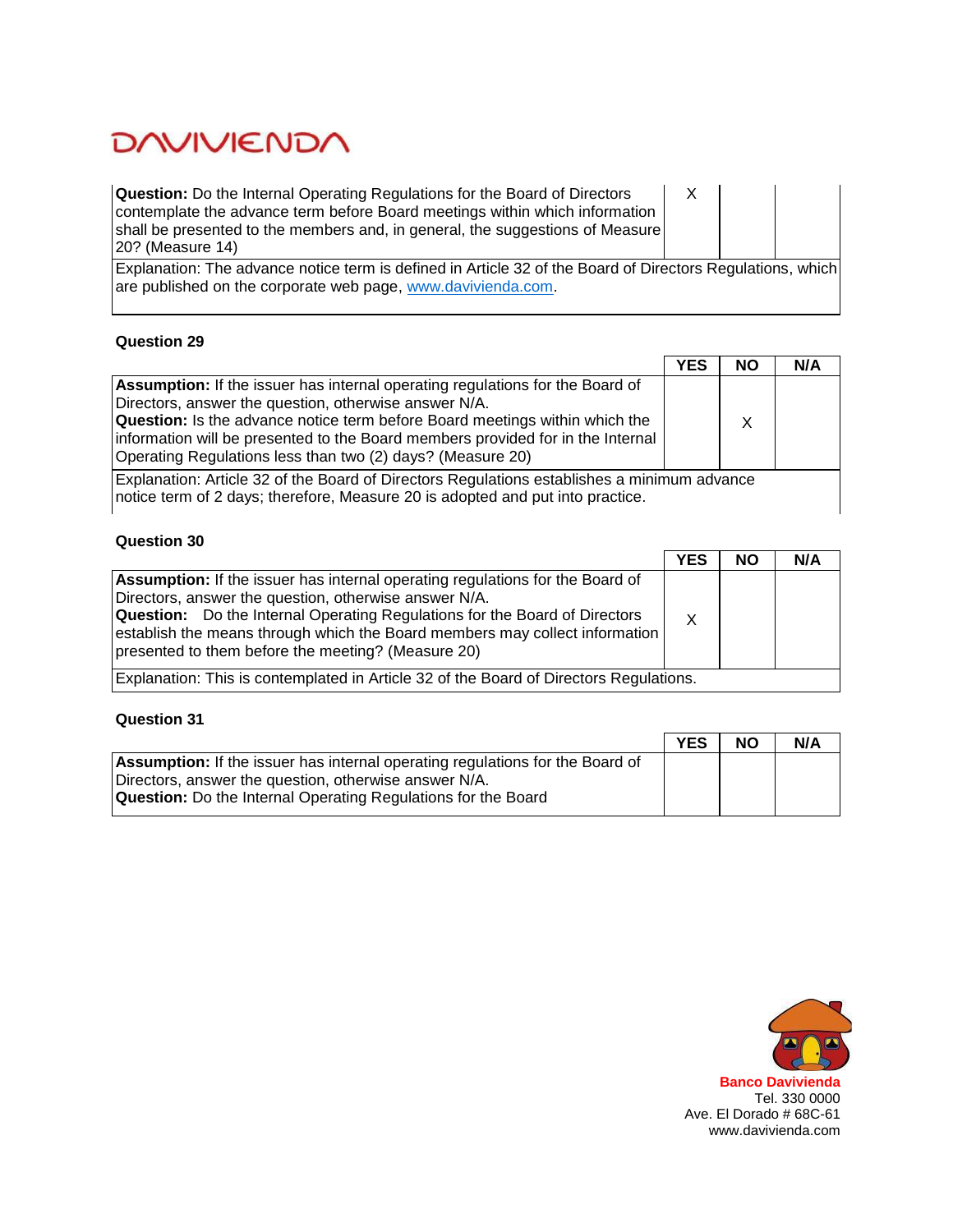| | YES | NO | N/A |
|---|---|---|---|
| **Question:** Do the Internal Operating Regulations for the Board of Directors contemplate the advance term before Board meetings within which information shall be presented to the members and, in general, the suggestions of Measure 20? (Measure 14) | X | | |
| Explanation: The advance notice term is defined in Article 32 of the Board of Directors Regulations, which are published on the corporate web page, www.davivienda.com. | | | |

**Question 29**

| | YES | NO | N/A |
|---|---|---|---|
| **Assumption:** If the issuer has internal operating regulations for the Board of Directors, answer the question, otherwise answer N/A.<br>**Question:** Is the advance notice term before Board meetings within which the information will be presented to the Board members provided for in the Internal Operating Regulations less than two (2) days? (Measure 20) | | X | |
| Explanation: Article 32 of the Board of Directors Regulations establishes a minimum advance notice term of 2 days; therefore, Measure 20 is adopted and put into practice. | | | |

**Question 30**

| | YES | NO | N/A |
|---|---|---|---|
| **Assumption:** If the issuer has internal operating regulations for the Board of Directors, answer the question, otherwise answer N/A.<br>**Question:** Do the Internal Operating Regulations for the Board of Directors establish the means through which the Board members may collect information presented to them before the meeting? (Measure 20) | X | | |
| Explanation: This is contemplated in Article 32 of the Board of Directors Regulations. | | | |

**Question 31**

| | YES | NO | N/A |
|---|---|---|---|
| **Assumption:** If the issuer has internal operating regulations for the Board of Directors, answer the question, otherwise answer N/A.<br>**Question:** Do the Internal Operating Regulations for the Board | | | |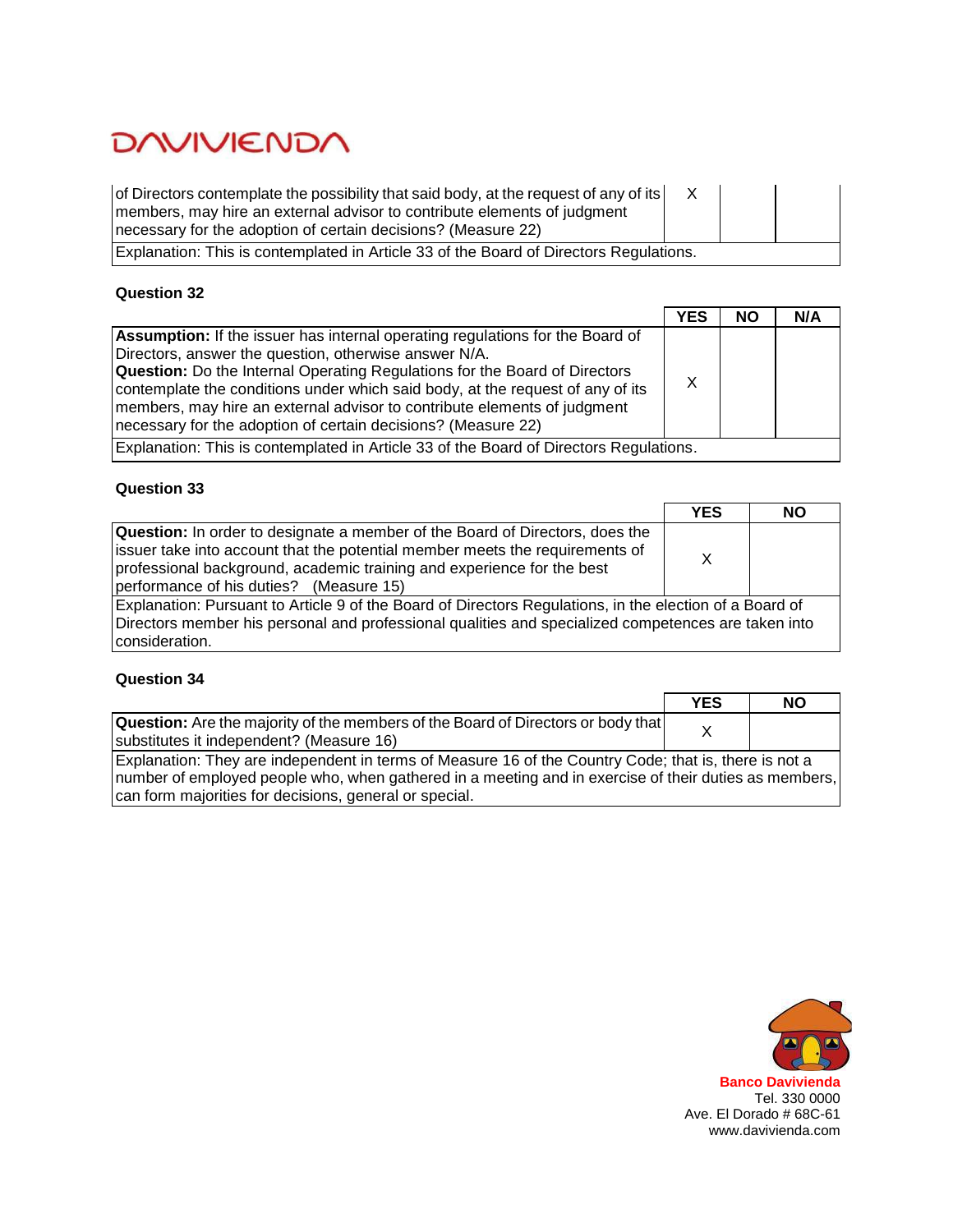| | | | |
|---|---|---|---|
| of Directors contemplate the possibility that said body, at the request of any of its members, may hire an external advisor to contribute elements of judgment necessary for the adoption of certain decisions? (Measure 22) | X | | |
| Explanation: This is contemplated in Article 33 of the Board of Directors Regulations. | | | |

**Question 32**

| | YES | NO | N/A |
|---|---|---|---|
| **Assumption:** If the issuer has internal operating regulations for the Board of Directors, answer the question, otherwise answer N/A. **Question:** Do the Internal Operating Regulations for the Board of Directors contemplate the conditions under which said body, at the request of any of its members, may hire an external advisor to contribute elements of judgment necessary for the adoption of certain decisions? (Measure 22) | X | | |
| Explanation: This is contemplated in Article 33 of the Board of Directors Regulations. | | | |

**Question 33**

| | YES | NO |
|---|---|---|
| **Question:** In order to designate a member of the Board of Directors, does the issuer take into account that the potential member meets the requirements of professional background, academic training and experience for the best performance of his duties? (Measure 15) | X | |
| Explanation: Pursuant to Article 9 of the Board of Directors Regulations, in the election of a Board of Directors member his personal and professional qualities and specialized competences are taken into consideration. | | |

**Question 34**

| | YES | NO |
|---|---|---|
| **Question:** Are the majority of the members of the Board of Directors or body that substitutes it independent? (Measure 16) | X | |
| Explanation: They are independent in terms of Measure 16 of the Country Code; that is, there is not a number of employed people who, when gathered in a meeting and in exercise of their duties as members, can form majorities for decisions, general or special. | | |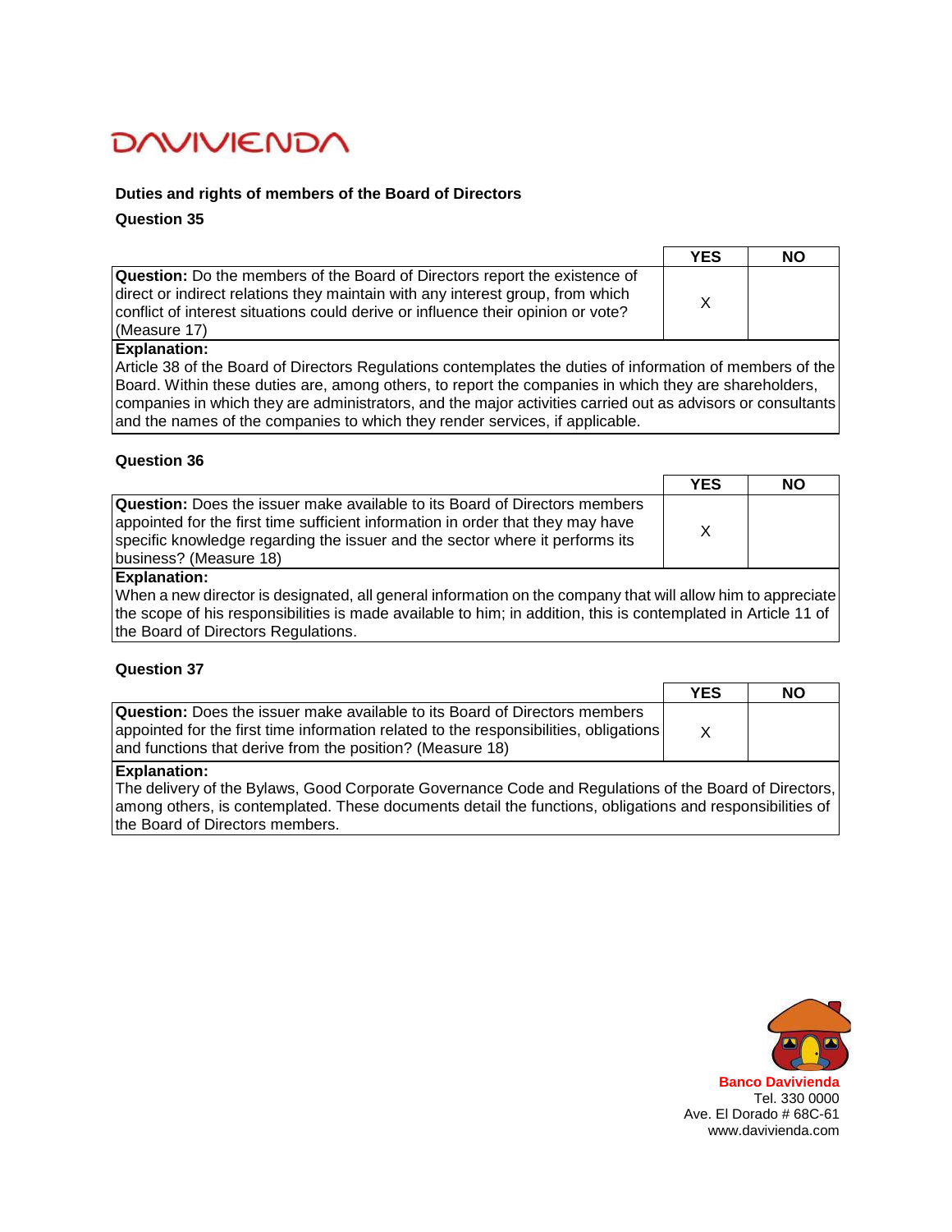## Duties and rights of members of the Board of Directors

### Question 35

| | YES | NO |
|---|---|---|
| **Question:** Do the members of the Board of Directors report the existence of direct or indirect relations they maintain with any interest group, from which conflict of interest situations could derive or influence their opinion or vote? (Measure 17) | X | |

**Explanation:**
Article 38 of the Board of Directors Regulations contemplates the duties of information of members of the Board. Within these duties are, among others, to report the companies in which they are shareholders, companies in which they are administrators, and the major activities carried out as advisors or consultants and the names of the companies to which they render services, if applicable.

### Question 36

| | YES | NO |
|---|---|---|
| **Question:** Does the issuer make available to its Board of Directors members appointed for the first time sufficient information in order that they may have specific knowledge regarding the issuer and the sector where it performs its business? (Measure 18) | X | |

**Explanation:**
When a new director is designated, all general information on the company that will allow him to appreciate the scope of his responsibilities is made available to him; in addition, this is contemplated in Article 11 of the Board of Directors Regulations.

### Question 37

| | YES | NO |
|---|---|---|
| **Question:** Does the issuer make available to its Board of Directors members appointed for the first time information related to the responsibilities, obligations and functions that derive from the position? (Measure 18) | X | |

**Explanation:**
The delivery of the Bylaws, Good Corporate Governance Code and Regulations of the Board of Directors, among others, is contemplated. These documents detail the functions, obligations and responsibilities of the Board of Directors members.

**Banco Davivienda**
Tel. 330 0000
Ave. El Dorado # 68C-61
www.davivienda.com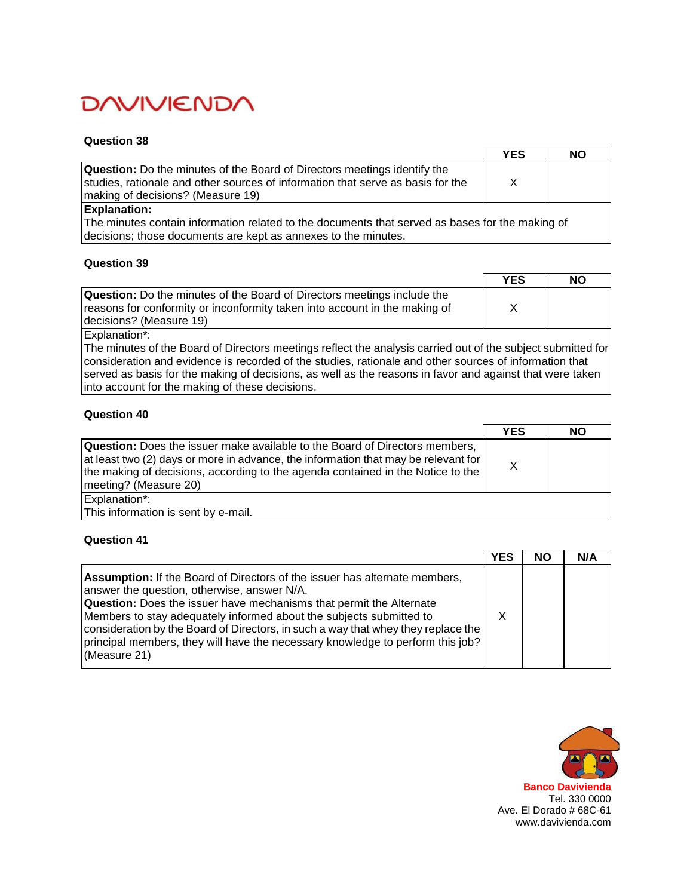### Question 38

| | YES | NO |
|---|---|---|
| **Question:** Do the minutes of the Board of Directors meetings identify the studies, rationale and other sources of information that serve as basis for the making of decisions? (Measure 19) | X | |

**Explanation:**
The minutes contain information related to the documents that served as bases for the making of decisions; those documents are kept as annexes to the minutes.

### Question 39

| | YES | NO |
|---|---|---|
| **Question:** Do the minutes of the Board of Directors meetings include the reasons for conformity or inconformity taken into account in the making of decisions? (Measure 19) | X | |

Explanation*:
The minutes of the Board of Directors meetings reflect the analysis carried out of the subject submitted for consideration and evidence is recorded of the studies, rationale and other sources of information that served as basis for the making of decisions, as well as the reasons in favor and against that were taken into account for the making of these decisions.

### Question 40

| | YES | NO |
|---|---|---|
| **Question:** Does the issuer make available to the Board of Directors members, at least two (2) days or more in advance, the information that may be relevant for the making of decisions, according to the agenda contained in the Notice to the meeting? (Measure 20) | X | |

Explanation*:
This information is sent by e-mail.

### Question 41

| | YES | NO | N/A |
|---|---|---|---|
| **Assumption:** If the Board of Directors of the issuer has alternate members, answer the question, otherwise, answer N/A. **Question:** Does the issuer have mechanisms that permit the Alternate Members to stay adequately informed about the subjects submitted to consideration by the Board of Directors, in such a way that whey they replace the principal members, they will have the necessary knowledge to perform this job? (Measure 21) | X | | |

**Banco Davivienda**
Tel. 330 0000
Ave. El Dorado # 68C-61
www.davivienda.com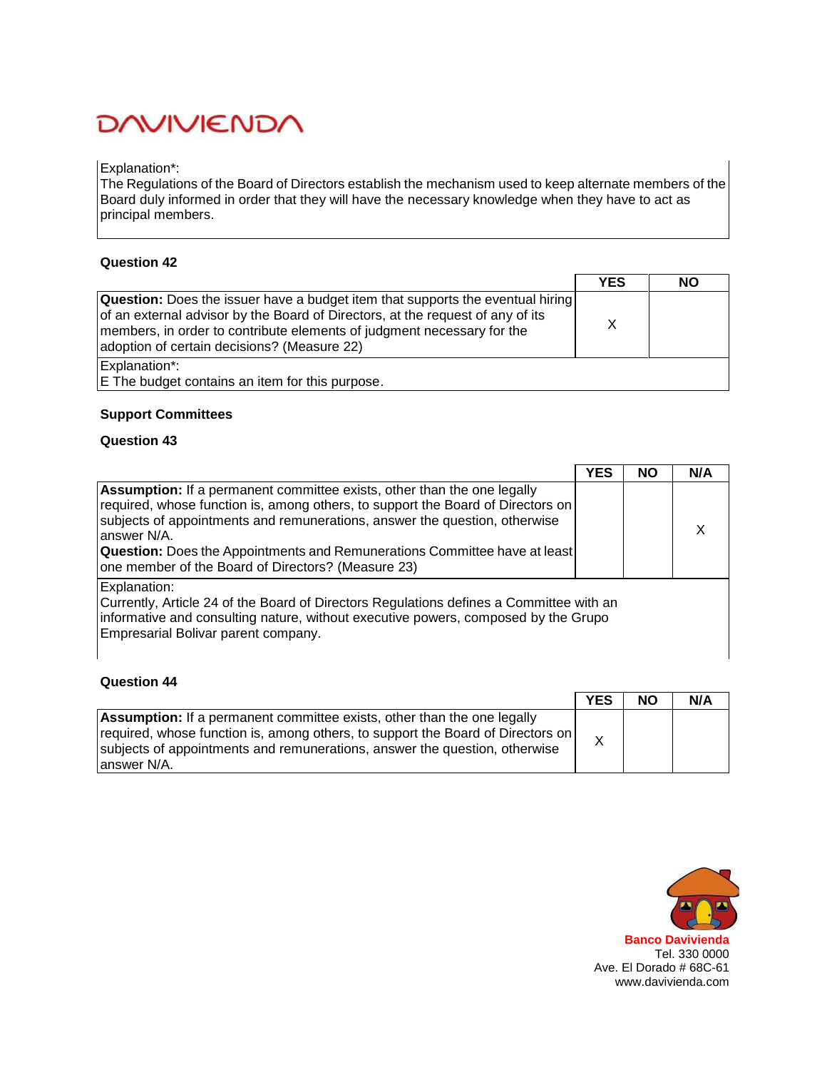Explanation*:
The Regulations of the Board of Directors establish the mechanism used to keep alternate members of the Board duly informed in order that they will have the necessary knowledge when they have to act as principal members.

**Question 42**

| | YES | NO |
|---|---|---|
| **Question:** Does the issuer have a budget item that supports the eventual hiring of an external advisor by the Board of Directors, at the request of any of its members, in order to contribute elements of judgment necessary for the adoption of certain decisions? (Measure 22) | X | |
| Explanation*:<br>E The budget contains an item for this purpose. | | |

**Support Committees**

**Question 43**

| | YES | NO | N/A |
|---|---|---|---|
| **Assumption:** If a permanent committee exists, other than the one legally required, whose function is, among others, to support the Board of Directors on subjects of appointments and remunerations, answer the question, otherwise answer N/A.<br>**Question:** Does the Appointments and Remunerations Committee have at least one member of the Board of Directors? (Measure 23) | | | X |
| Explanation:<br>Currently, Article 24 of the Board of Directors Regulations defines a Committee with an informative and consulting nature, without executive powers, composed by the Grupo Empresarial Bolivar parent company. | | | |

**Question 44**

| | YES | NO | N/A |
|---|---|---|---|
| **Assumption:** If a permanent committee exists, other than the one legally required, whose function is, among others, to support the Board of Directors on subjects of appointments and remunerations, answer the question, otherwise answer N/A. | X | | |

Banco Davivienda
Tel. 330 0000
Ave. El Dorado # 68C-61
www.davivienda.com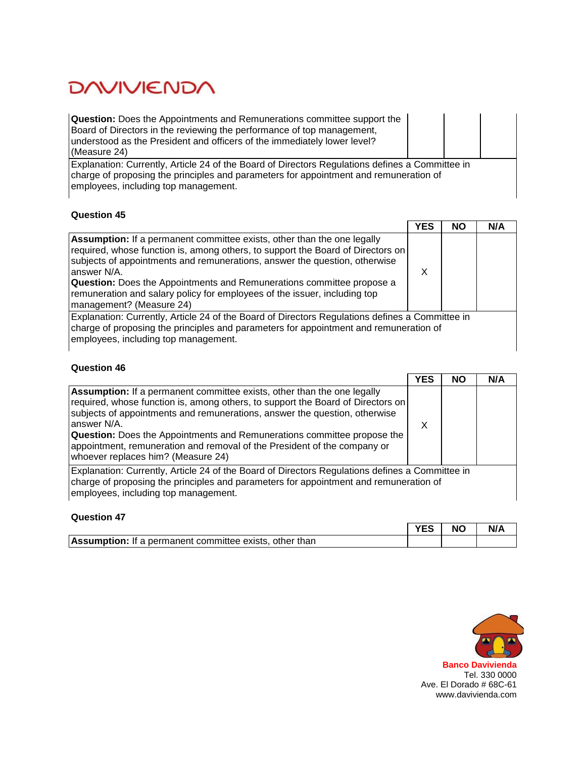| | YES | NO | N/A |
|---|---|---|---|
| **Question:** Does the Appointments and Remunerations committee support the Board of Directors in the reviewing the performance of top management, understood as the President and officers of the immediately lower level? (Measure 24) | | | |

Explanation: Currently, Article 24 of the Board of Directors Regulations defines a Committee in charge of proposing the principles and parameters for appointment and remuneration of employees, including top management.

**Question 45**

| | YES | NO | N/A |
|---|---|---|---|
| **Assumption:** If a permanent committee exists, other than the one legally required, whose function is, among others, to support the Board of Directors on subjects of appointments and remunerations, answer the question, otherwise answer N/A. **Question:** Does the Appointments and Remunerations committee propose a remuneration and salary policy for employees of the issuer, including top management? (Measure 24) | X | | |

Explanation: Currently, Article 24 of the Board of Directors Regulations defines a Committee in charge of proposing the principles and parameters for appointment and remuneration of employees, including top management.

**Question 46**

| | YES | NO | N/A |
|---|---|---|---|
| **Assumption:** If a permanent committee exists, other than the one legally required, whose function is, among others, to support the Board of Directors on subjects of appointments and remunerations, answer the question, otherwise answer N/A. **Question:** Does the Appointments and Remunerations committee propose the appointment, remuneration and removal of the President of the company or whoever replaces him? (Measure 24) | X | | |

Explanation: Currently, Article 24 of the Board of Directors Regulations defines a Committee in charge of proposing the principles and parameters for appointment and remuneration of employees, including top management.

**Question 47**

| | YES | NO | N/A |
|---|---|---|---|
| **Assumption:** If a permanent committee exists, other than | | | |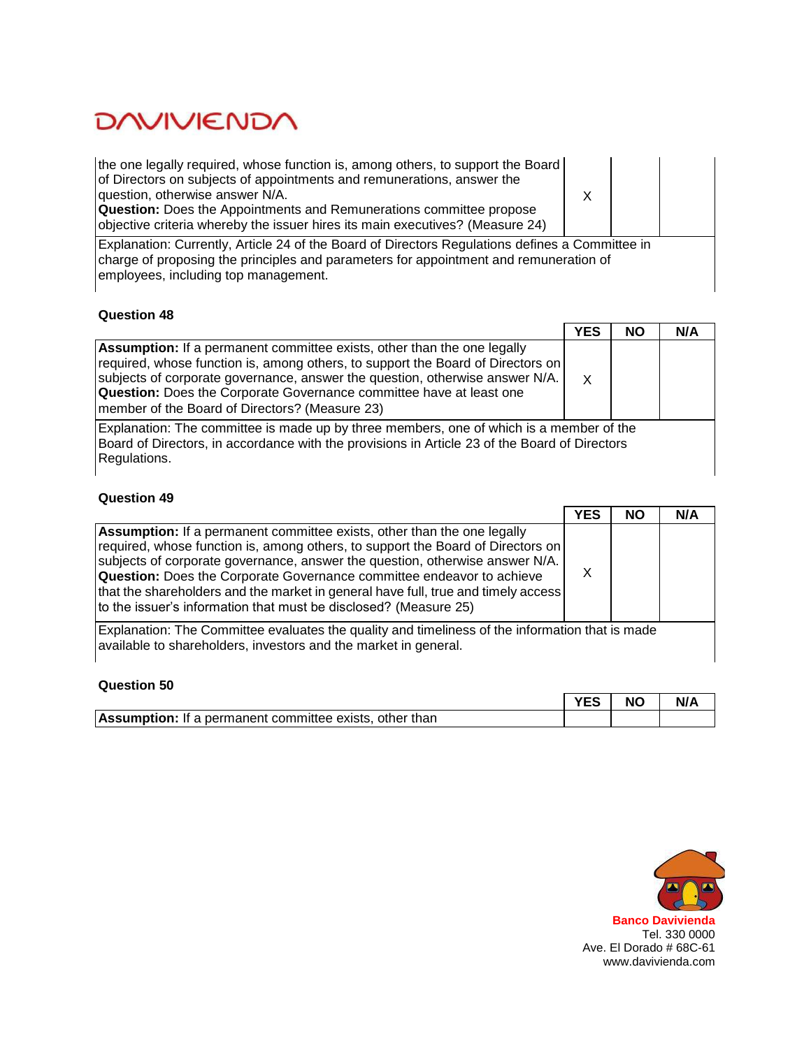| | YES | NO | N/A |
|---|---|---|---|
| the one legally required, whose function is, among others, to support the Board of Directors on subjects of appointments and remunerations, answer the question, otherwise answer N/A. **Question:** Does the Appointments and Remunerations committee propose objective criteria whereby the issuer hires its main executives? (Measure 24) | X | | |
| Explanation: Currently, Article 24 of the Board of Directors Regulations defines a Committee in charge of proposing the principles and parameters for appointment and remuneration of employees, including top management. | | | |

**Question 48**

| | YES | NO | N/A |
|---|---|---|---|
| **Assumption:** If a permanent committee exists, other than the one legally required, whose function is, among others, to support the Board of Directors on subjects of corporate governance, answer the question, otherwise answer N/A. **Question:** Does the Corporate Governance committee have at least one member of the Board of Directors? (Measure 23) | X | | |
| Explanation: The committee is made up by three members, one of which is a member of the Board of Directors, in accordance with the provisions in Article 23 of the Board of Directors Regulations. | | | |

**Question 49**

| | YES | NO | N/A |
|---|---|---|---|
| **Assumption:** If a permanent committee exists, other than the one legally required, whose function is, among others, to support the Board of Directors on subjects of corporate governance, answer the question, otherwise answer N/A. **Question:** Does the Corporate Governance committee endeavor to achieve that the shareholders and the market in general have full, true and timely access to the issuer's information that must be disclosed? (Measure 25) | X | | |
| Explanation: The Committee evaluates the quality and timeliness of the information that is made available to shareholders, investors and the market in general. | | | |

**Question 50**

| | YES | NO | N/A |
|---|---|---|---|
| **Assumption:** If a permanent committee exists, other than | | | |

**Banco Davivienda**
Tel. 330 0000
Ave. El Dorado # 68C-61
www.davivienda.com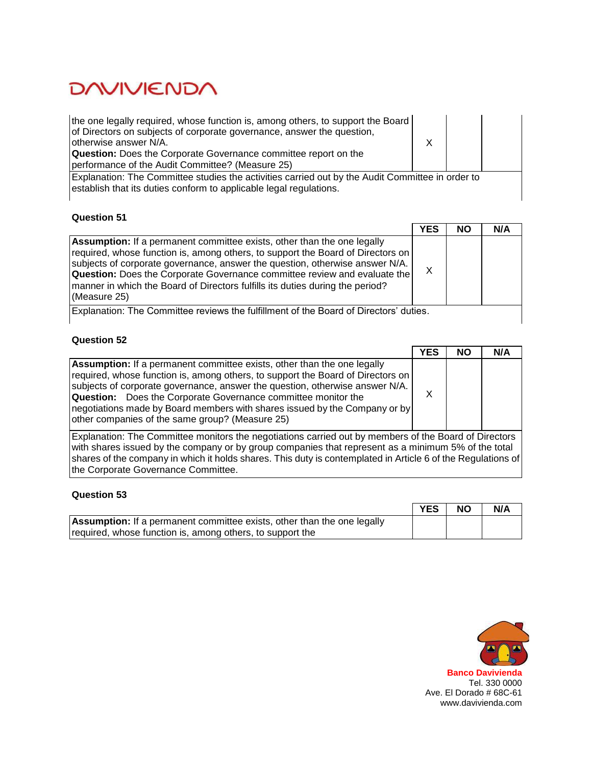| | YES | NO | N/A |
|---|---|---|---|
| the one legally required, whose function is, among others, to support the Board of Directors on subjects of corporate governance, answer the question, otherwise answer N/A. **Question:** Does the Corporate Governance committee report on the performance of the Audit Committee? (Measure 25) | X | | |
| Explanation: The Committee studies the activities carried out by the Audit Committee in order to establish that its duties conform to applicable legal regulations. | | | |

**Question 51**

| | YES | NO | N/A |
|---|---|---|---|
| **Assumption:** If a permanent committee exists, other than the one legally required, whose function is, among others, to support the Board of Directors on subjects of corporate governance, answer the question, otherwise answer N/A. **Question:** Does the Corporate Governance committee review and evaluate the manner in which the Board of Directors fulfills its duties during the period? (Measure 25) | X | | |
| Explanation: The Committee reviews the fulfillment of the Board of Directors' duties. | | | |

**Question 52**

| | YES | NO | N/A |
|---|---|---|---|
| **Assumption:** If a permanent committee exists, other than the one legally required, whose function is, among others, to support the Board of Directors on subjects of corporate governance, answer the question, otherwise answer N/A. **Question:** Does the Corporate Governance committee monitor the negotiations made by Board members with shares issued by the Company or by other companies of the same group? (Measure 25) | X | | |
| Explanation: The Committee monitors the negotiations carried out by members of the Board of Directors with shares issued by the company or by group companies that represent as a minimum 5% of the total shares of the company in which it holds shares. This duty is contemplated in Article 6 of the Regulations of the Corporate Governance Committee. | | | |

**Question 53**

| | YES | NO | N/A |
|---|---|---|---|
| **Assumption:** If a permanent committee exists, other than the one legally required, whose function is, among others, to support the | | | |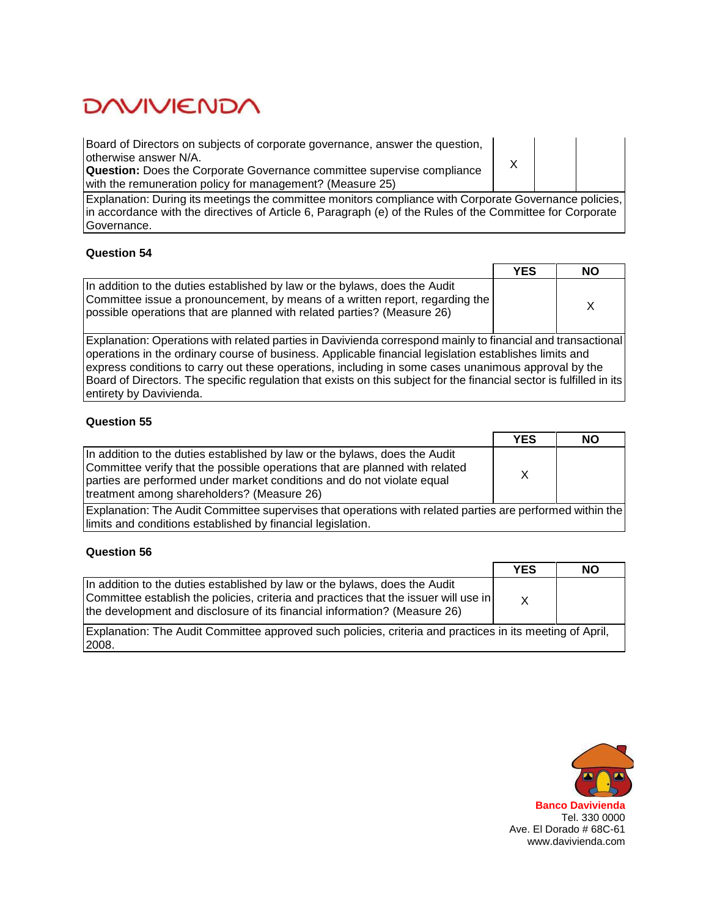| | | | |
|---|---|---|---|
| Board of Directors on subjects of corporate governance, answer the question, otherwise answer N/A.<br>**Question:** Does the Corporate Governance committee supervise compliance with the remuneration policy for management? (Measure 25) | X | | |
| Explanation: During its meetings the committee monitors compliance with Corporate Governance policies, in accordance with the directives of Article 6, Paragraph (e) of the Rules of the Committee for Corporate Governance. | | | |

**Question 54**

| | YES | NO |
|---|---|---|
| In addition to the duties established by law or the bylaws, does the Audit Committee issue a pronouncement, by means of a written report, regarding the possible operations that are planned with related parties? (Measure 26) | | X |
| Explanation: Operations with related parties in Davivienda correspond mainly to financial and transactional operations in the ordinary course of business. Applicable financial legislation establishes limits and express conditions to carry out these operations, including in some cases unanimous approval by the Board of Directors. The specific regulation that exists on this subject for the financial sector is fulfilled in its entirety by Davivienda. | | |

**Question 55**

| | YES | NO |
|---|---|---|
| In addition to the duties established by law or the bylaws, does the Audit Committee verify that the possible operations that are planned with related parties are performed under market conditions and do not violate equal treatment among shareholders? (Measure 26) | X | |
| Explanation: The Audit Committee supervises that operations with related parties are performed within the limits and conditions established by financial legislation. | | |

**Question 56**

| | YES | NO |
|---|---|---|
| In addition to the duties established by law or the bylaws, does the Audit Committee establish the policies, criteria and practices that the issuer will use in the development and disclosure of its financial information? (Measure 26) | X | |
| Explanation: The Audit Committee approved such policies, criteria and practices in its meeting of April, 2008. | | |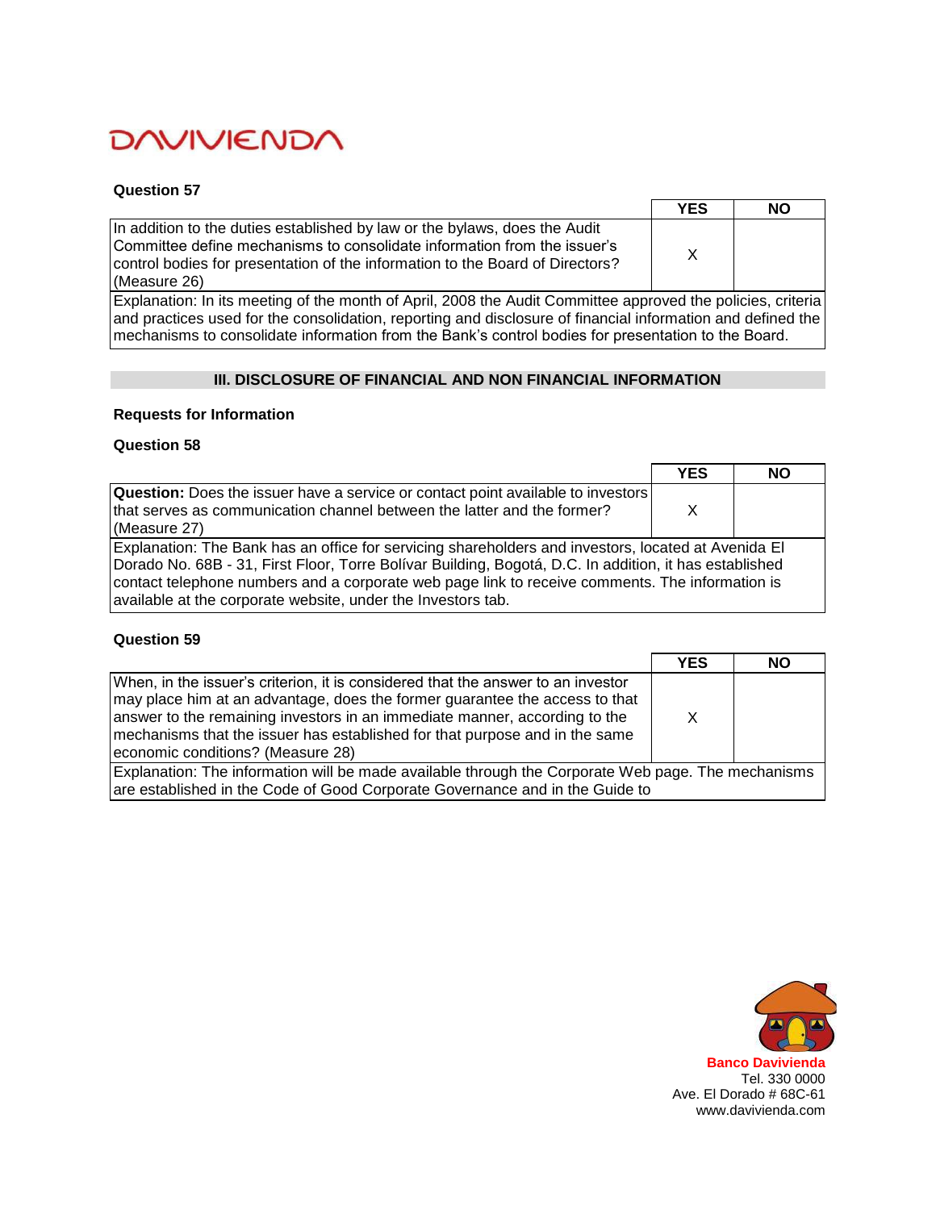**Question 57**

| | YES | NO |
|---|---|---|
| In addition to the duties established by law or the bylaws, does the Audit Committee define mechanisms to consolidate information from the issuer's control bodies for presentation of the information to the Board of Directors? (Measure 26) | X | |
| Explanation: In its meeting of the month of April, 2008 the Audit Committee approved the policies, criteria and practices used for the consolidation, reporting and disclosure of financial information and defined the mechanisms to consolidate information from the Bank's control bodies for presentation to the Board. | | |

## III. DISCLOSURE OF FINANCIAL AND NON FINANCIAL INFORMATION

**Requests for Information**

**Question 58**

| | YES | NO |
|---|---|---|
| **Question:** Does the issuer have a service or contact point available to investors that serves as communication channel between the latter and the former? (Measure 27) | X | |
| Explanation: The Bank has an office for servicing shareholders and investors, located at Avenida El Dorado No. 68B - 31, First Floor, Torre Bolívar Building, Bogotá, D.C. In addition, it has established contact telephone numbers and a corporate web page link to receive comments. The information is available at the corporate website, under the Investors tab. | | |

**Question 59**

| | YES | NO |
|---|---|---|
| When, in the issuer's criterion, it is considered that the answer to an investor may place him at an advantage, does the former guarantee the access to that answer to the remaining investors in an immediate manner, according to the mechanisms that the issuer has established for that purpose and in the same economic conditions? (Measure 28) | X | |
| Explanation: The information will be made available through the Corporate Web page. The mechanisms are established in the Code of Good Corporate Governance and in the Guide to | | |

**Banco Davivienda**
Tel. 330 0000
Ave. El Dorado # 68C-61
www.davivienda.com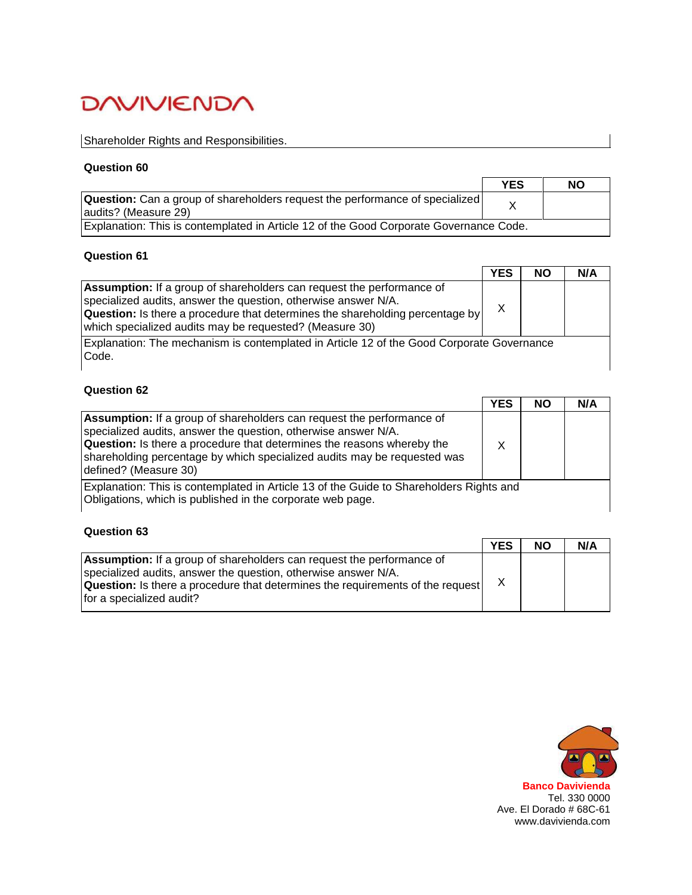Shareholder Rights and Responsibilities.

**Question 60**

| | YES | NO |
|---|---|---|
| **Question:** Can a group of shareholders request the performance of specialized audits? (Measure 29) | X | |
| Explanation: This is contemplated in Article 12 of the Good Corporate Governance Code. | | |

**Question 61**

| | YES | NO | N/A |
|---|---|---|---|
| **Assumption:** If a group of shareholders can request the performance of specialized audits, answer the question, otherwise answer N/A. **Question:** Is there a procedure that determines the shareholding percentage by which specialized audits may be requested? (Measure 30) | X | | |
| Explanation: The mechanism is contemplated in Article 12 of the Good Corporate Governance Code. | | | |

**Question 62**

| | YES | NO | N/A |
|---|---|---|---|
| **Assumption:** If a group of shareholders can request the performance of specialized audits, answer the question, otherwise answer N/A. **Question:** Is there a procedure that determines the reasons whereby the shareholding percentage by which specialized audits may be requested was defined? (Measure 30) | X | | |
| Explanation: This is contemplated in Article 13 of the Guide to Shareholders Rights and Obligations, which is published in the corporate web page. | | | |

**Question 63**

| | YES | NO | N/A |
|---|---|---|---|
| **Assumption:** If a group of shareholders can request the performance of specialized audits, answer the question, otherwise answer N/A. **Question:** Is there a procedure that determines the requirements of the request for a specialized audit? | X | | |

**Banco Davivienda**
Tel. 330 0000
Ave. El Dorado # 68C-61
www.davivienda.com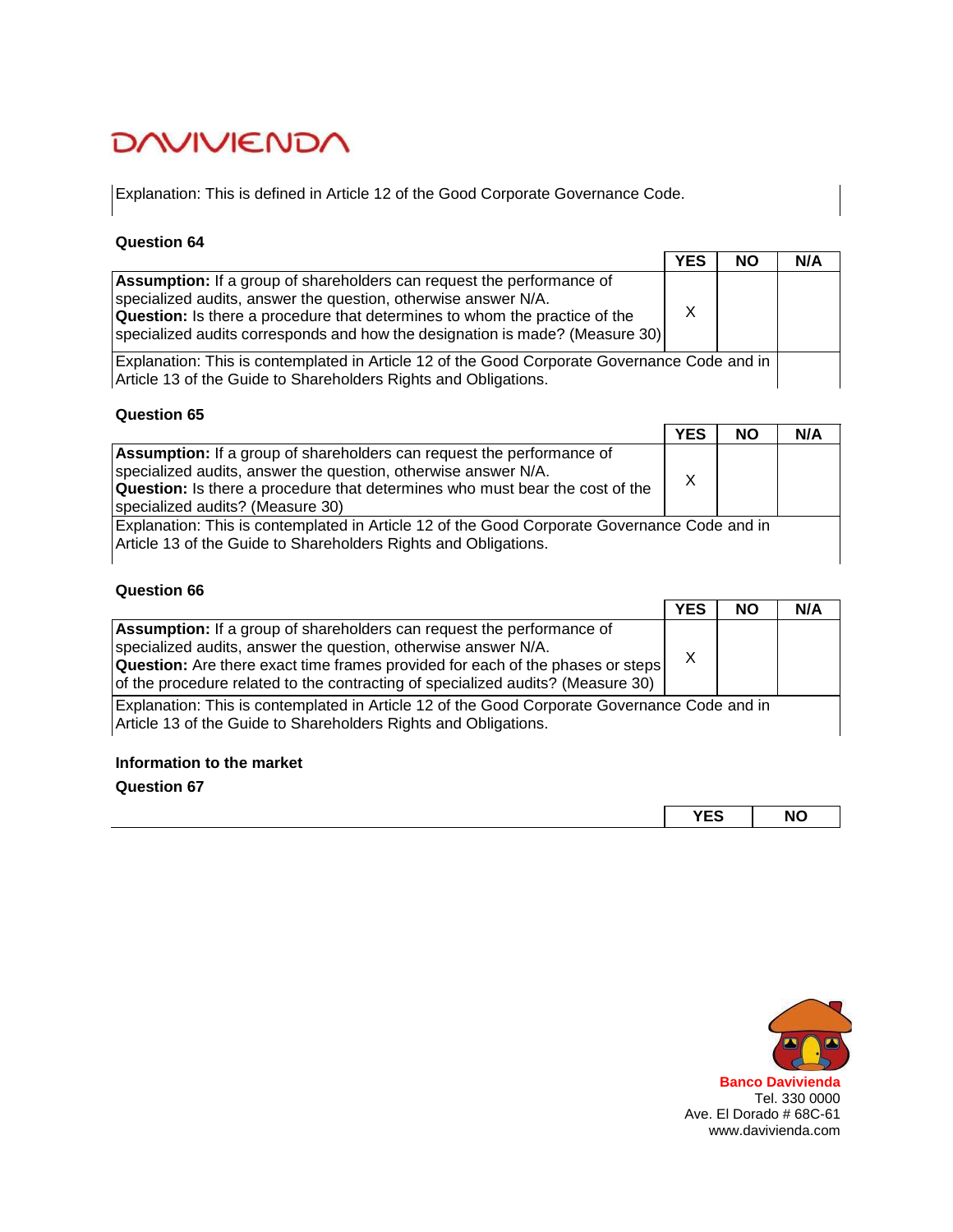Explanation: This is defined in Article 12 of the Good Corporate Governance Code.

**Question 64**

| | YES | NO | N/A |
|---|---|---|---|
| **Assumption:** If a group of shareholders can request the performance of specialized audits, answer the question, otherwise answer N/A. **Question:** Is there a procedure that determines to whom the practice of the specialized audits corresponds and how the designation is made? (Measure 30) | X | | |

Explanation: This is contemplated in Article 12 of the Good Corporate Governance Code and in Article 13 of the Guide to Shareholders Rights and Obligations.

**Question 65**

| | YES | NO | N/A |
|---|---|---|---|
| **Assumption:** If a group of shareholders can request the performance of specialized audits, answer the question, otherwise answer N/A. **Question:** Is there a procedure that determines who must bear the cost of the specialized audits? (Measure 30) | X | | |

Explanation: This is contemplated in Article 12 of the Good Corporate Governance Code and in Article 13 of the Guide to Shareholders Rights and Obligations.

**Question 66**

| | YES | NO | N/A |
|---|---|---|---|
| **Assumption:** If a group of shareholders can request the performance of specialized audits, answer the question, otherwise answer N/A. **Question:** Are there exact time frames provided for each of the phases or steps of the procedure related to the contracting of specialized audits? (Measure 30) | X | | |

Explanation: This is contemplated in Article 12 of the Good Corporate Governance Code and in Article 13 of the Guide to Shareholders Rights and Obligations.

**Information to the market**

**Question 67**

| | YES | NO |
|---|---|---|

**Banco Davivienda**
Tel. 330 0000
Ave. El Dorado # 68C-61
www.davivienda.com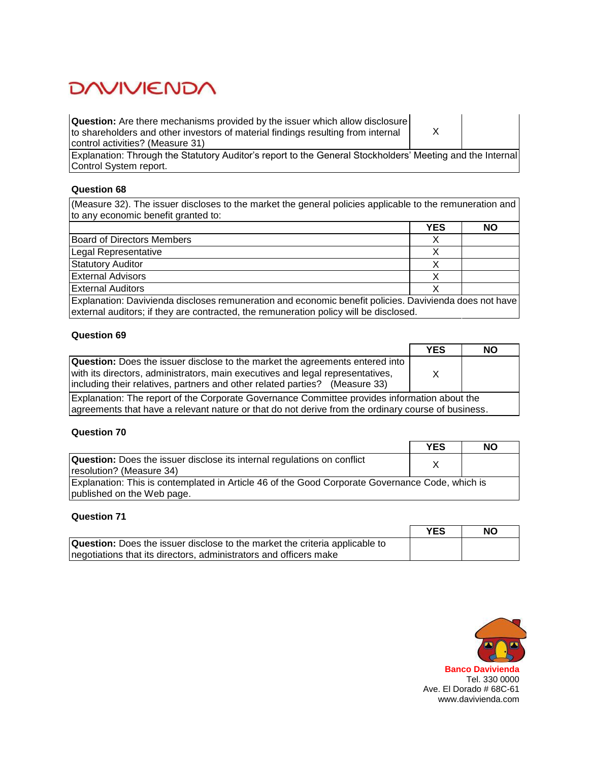| | YES | NO |
|---|---|---|
| **Question:** Are there mechanisms provided by the issuer which allow disclosure to shareholders and other investors of material findings resulting from internal control activities? (Measure 31) | X | |
| Explanation: Through the Statutory Auditor's report to the General Stockholders' Meeting and the Internal Control System report. | | |

**Question 68**

| (Measure 32). The issuer discloses to the market the general policies applicable to the remuneration and to any economic benefit granted to: | | |
|---|---|---|
| | **YES** | **NO** |
| Board of Directors Members | X | |
| Legal Representative | X | |
| Statutory Auditor | X | |
| External Advisors | X | |
| External Auditors | X | |
| Explanation: Davivienda discloses remuneration and economic benefit policies. Davivienda does not have external auditors; if they are contracted, the remuneration policy will be disclosed. | | |

**Question 69**

| | YES | NO |
|---|---|---|
| **Question:** Does the issuer disclose to the market the agreements entered into with its directors, administrators, main executives and legal representatives, including their relatives, partners and other related parties? (Measure 33) | X | |
| Explanation: The report of the Corporate Governance Committee provides information about the agreements that have a relevant nature or that do not derive from the ordinary course of business. | | |

**Question 70**

| | YES | NO |
|---|---|---|
| **Question:** Does the issuer disclose its internal regulations on conflict resolution? (Measure 34) | X | |
| Explanation: This is contemplated in Article 46 of the Good Corporate Governance Code, which is published on the Web page. | | |

**Question 71**

| | YES | NO |
|---|---|---|
| **Question:** Does the issuer disclose to the market the criteria applicable to negotiations that its directors, administrators and officers make | | |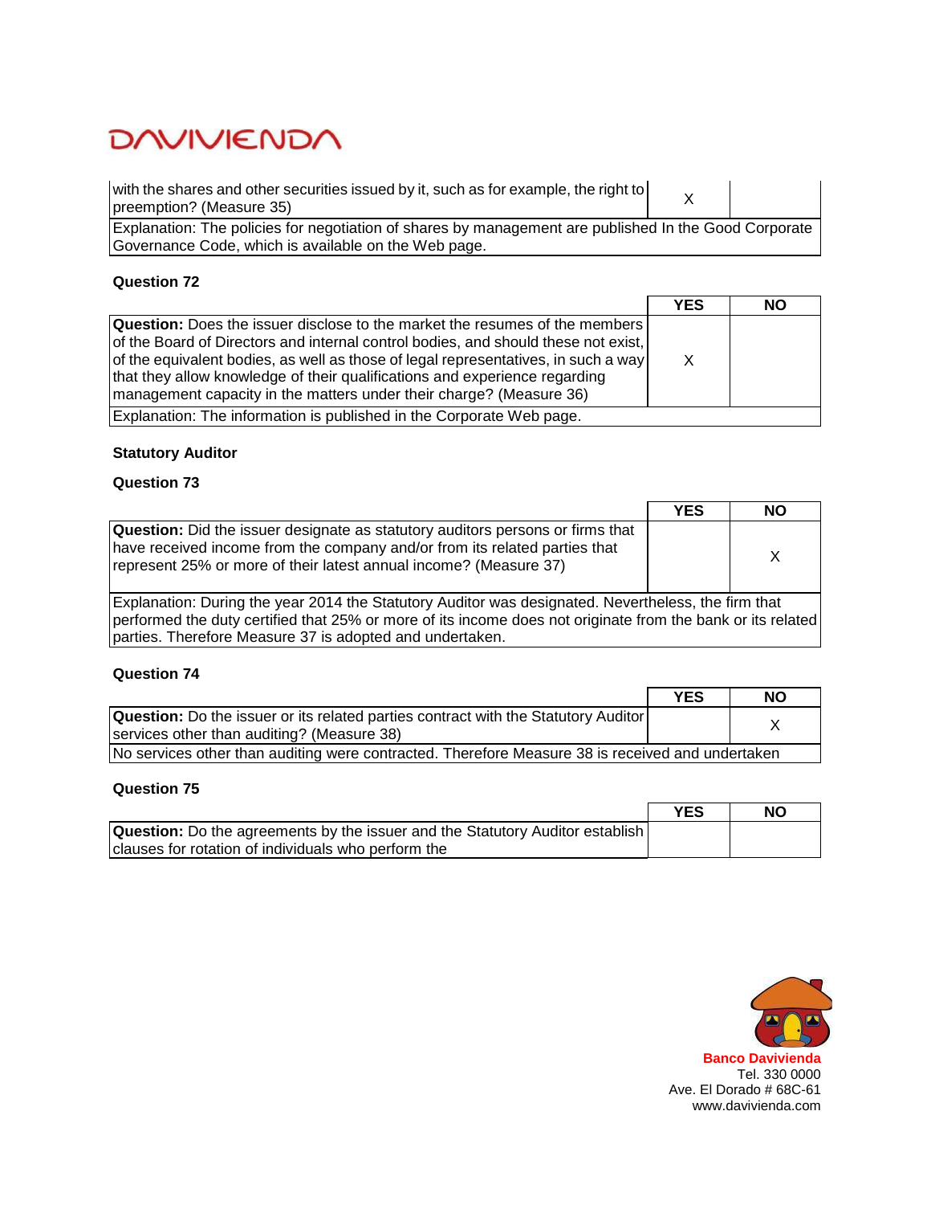| | YES | NO |
|---|---|---|
| with the shares and other securities issued by it, such as for example, the right to preemption? (Measure 35) | X | |
| Explanation: The policies for negotiation of shares by management are published In the Good Corporate Governance Code, which is available on the Web page. | | |

**Question 72**

| | YES | NO |
|---|---|---|
| **Question:** Does the issuer disclose to the market the resumes of the members of the Board of Directors and internal control bodies, and should these not exist, of the equivalent bodies, as well as those of legal representatives, in such a way that they allow knowledge of their qualifications and experience regarding management capacity in the matters under their charge? (Measure 36) | X | |
| Explanation: The information is published in the Corporate Web page. | | |

**Statutory Auditor**

**Question 73**

| | YES | NO |
|---|---|---|
| **Question:** Did the issuer designate as statutory auditors persons or firms that have received income from the company and/or from its related parties that represent 25% or more of their latest annual income? (Measure 37) | | X |
| Explanation: During the year 2014 the Statutory Auditor was designated. Nevertheless, the firm that performed the duty certified that 25% or more of its income does not originate from the bank or its related parties. Therefore Measure 37 is adopted and undertaken. | | |

**Question 74**

| | YES | NO |
|---|---|---|
| **Question:** Do the issuer or its related parties contract with the Statutory Auditor services other than auditing? (Measure 38) | | X |
| No services other than auditing were contracted. Therefore Measure 38 is received and undertaken | | |

**Question 75**

| | YES | NO |
|---|---|---|
| **Question:** Do the agreements by the issuer and the Statutory Auditor establish clauses for rotation of individuals who perform the | | |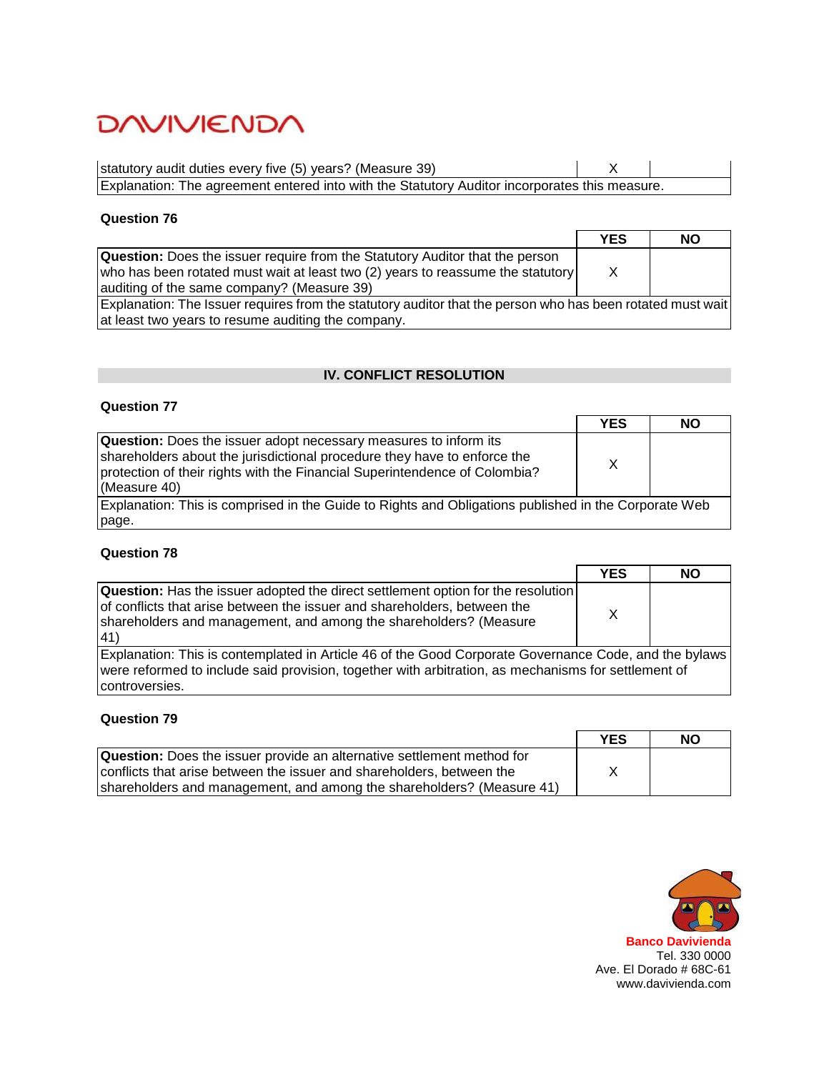| | YES | NO |
|---|---|---|
| statutory audit duties every five (5) years? (Measure 39) | X | |
| Explanation: The agreement entered into with the Statutory Auditor incorporates this measure. | | |

**Question 76**

| | YES | NO |
|---|---|---|
| **Question:** Does the issuer require from the Statutory Auditor that the person who has been rotated must wait at least two (2) years to reassume the statutory auditing of the same company? (Measure 39) | X | |
| Explanation: The Issuer requires from the statutory auditor that the person who has been rotated must wait at least two years to resume auditing the company. | | |

## IV. CONFLICT RESOLUTION

**Question 77**

| | YES | NO |
|---|---|---|
| **Question:** Does the issuer adopt necessary measures to inform its shareholders about the jurisdictional procedure they have to enforce the protection of their rights with the Financial Superintendence of Colombia? (Measure 40) | X | |
| Explanation: This is comprised in the Guide to Rights and Obligations published in the Corporate Web page. | | |

**Question 78**

| | YES | NO |
|---|---|---|
| **Question:** Has the issuer adopted the direct settlement option for the resolution of conflicts that arise between the issuer and shareholders, between the shareholders and management, and among the shareholders? (Measure 41) | X | |
| Explanation: This is contemplated in Article 46 of the Good Corporate Governance Code, and the bylaws were reformed to include said provision, together with arbitration, as mechanisms for settlement of controversies. | | |

**Question 79**

| | YES | NO |
|---|---|---|
| **Question:** Does the issuer provide an alternative settlement method for conflicts that arise between the issuer and shareholders, between the shareholders and management, and among the shareholders? (Measure 41) | X | |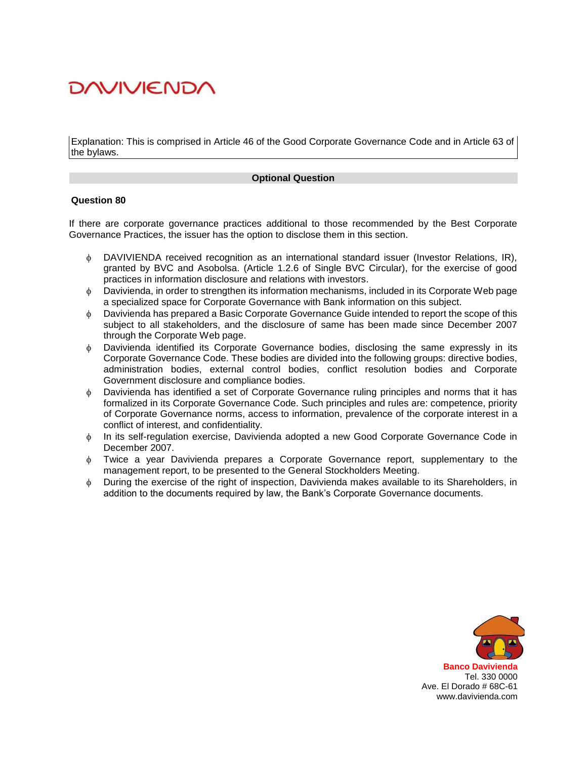Explanation: This is comprised in Article 46 of the Good Corporate Governance Code and in Article 63 of the bylaws.

**Optional Question**

**Question 80**

If there are corporate governance practices additional to those recommended by the Best Corporate Governance Practices, the issuer has the option to disclose them in this section.

- DAVIVIENDA received recognition as an international standard issuer (Investor Relations, IR), granted by BVC and Asobolsa. (Article 1.2.6 of Single BVC Circular), for the exercise of good practices in information disclosure and relations with investors.
- Davivienda, in order to strengthen its information mechanisms, included in its Corporate Web page a specialized space for Corporate Governance with Bank information on this subject.
- Davivienda has prepared a Basic Corporate Governance Guide intended to report the scope of this subject to all stakeholders, and the disclosure of same has been made since December 2007 through the Corporate Web page.
- Davivienda identified its Corporate Governance bodies, disclosing the same expressly in its Corporate Governance Code. These bodies are divided into the following groups: directive bodies, administration bodies, external control bodies, conflict resolution bodies and Corporate Government disclosure and compliance bodies.
- Davivienda has identified a set of Corporate Governance ruling principles and norms that it has formalized in its Corporate Governance Code. Such principles and rules are: competence, priority of Corporate Governance norms, access to information, prevalence of the corporate interest in a conflict of interest, and confidentiality.
- In its self-regulation exercise, Davivienda adopted a new Good Corporate Governance Code in December 2007.
- Twice a year Davivienda prepares a Corporate Governance report, supplementary to the management report, to be presented to the General Stockholders Meeting.
- During the exercise of the right of inspection, Davivienda makes available to its Shareholders, in addition to the documents required by law, the Bank's Corporate Governance documents.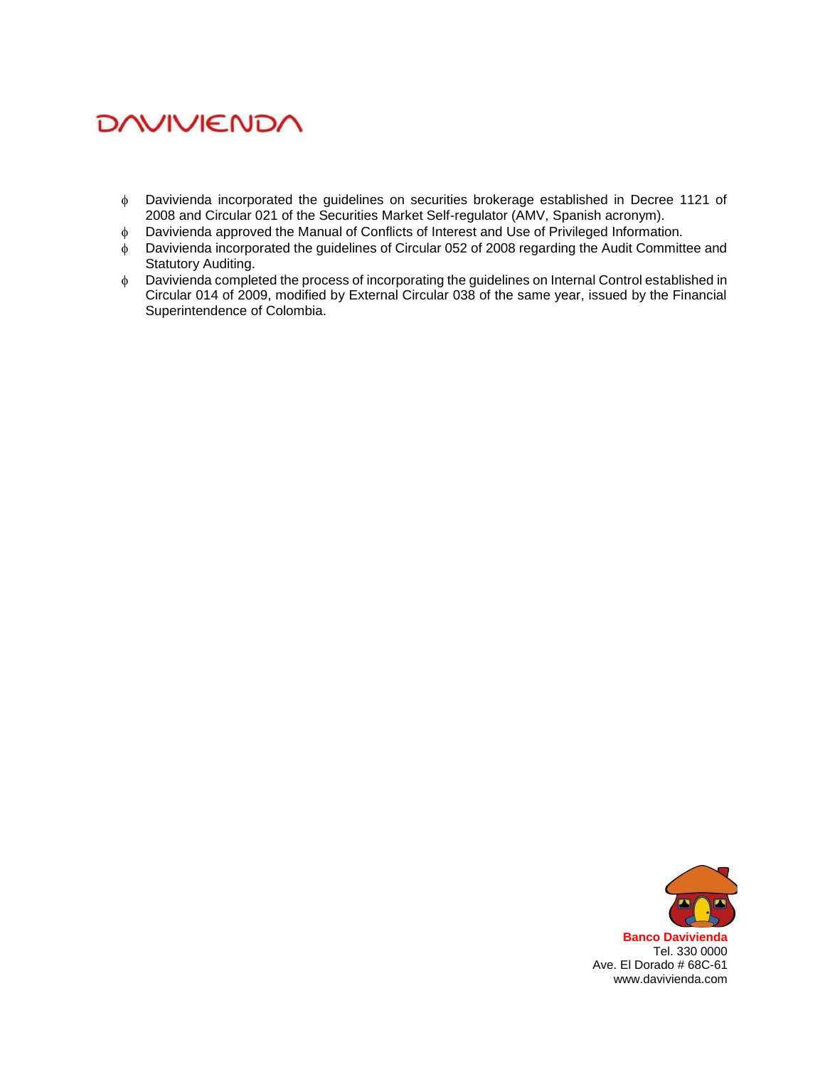- Davivienda incorporated the guidelines on securities brokerage established in Decree 1121 of 2008 and Circular 021 of the Securities Market Self-regulator (AMV, Spanish acronym).
- Davivienda approved the Manual of Conflicts of Interest and Use of Privileged Information.
- Davivienda incorporated the guidelines of Circular 052 of 2008 regarding the Audit Committee and Statutory Auditing.
- Davivienda completed the process of incorporating the guidelines on Internal Control established in Circular 014 of 2009, modified by External Circular 038 of the same year, issued by the Financial Superintendence of Colombia.